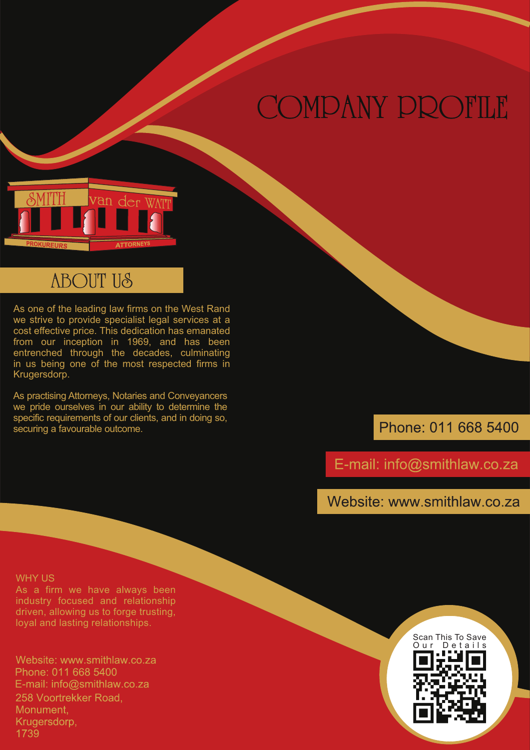# COMPANY PROFILE

SMITH van der WATT

PROKUREURS ATTORNEYS

## ABOUT US

As one of the leading law firms on the West Rand we strive to provide specialist legal services at a cost effective price. This dedication has emanated from our inception in 1969, and has been entrenched through the decades, culminating in us being one of the most respected firms in Krugersdorp.

As practising Attorneys, Notaries and Conveyancers we pride ourselves in our ability to determine the specific requirements of our clients, and in doing so, securing a favourable outcome.

Phone: 011 668 5400

E-mail: info@smithlaw.co.za

Website: www.smithlaw.co.za

WHY US

As a firm we have always been industry focused and relationship driven, allowing us to forge trusting, loyal and lasting relationships.

Website: www.smithlaw.co.za
Phone: 011 668 5400
E-mail: info@smithlaw.co.za
258 Voortrekker Road,
Monument,
Krugersdorp,
1739

Scan This To Save Our Details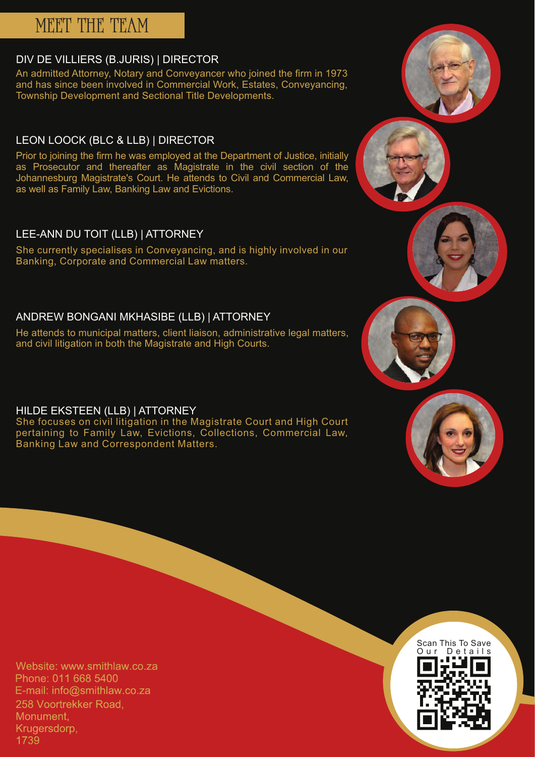# MEET THE TEAM

## DIV DE VILLIERS (B.JURIS) | DIRECTOR

An admitted Attorney, Notary and Conveyancer who joined the firm in 1973 and has since been involved in Commercial Work, Estates, Conveyancing, Township Development and Sectional Title Developments.

## LEON LOOCK (BLC & LLB) | DIRECTOR

Prior to joining the firm he was employed at the Department of Justice, initially as Prosecutor and thereafter as Magistrate in the civil section of the Johannesburg Magistrate's Court. He attends to Civil and Commercial Law, as well as Family Law, Banking Law and Evictions.

## LEE-ANN DU TOIT (LLB) | ATTORNEY

She currently specialises in Conveyancing, and is highly involved in our Banking, Corporate and Commercial Law matters.

## ANDREW BONGANI MKHASIBE (LLB) | ATTORNEY

He attends to municipal matters, client liaison, administrative legal matters, and civil litigation in both the Magistrate and High Courts.

## HILDE EKSTEEN (LLB) | ATTORNEY

She focuses on civil litigation in the Magistrate Court and High Court pertaining to Family Law, Evictions, Collections, Commercial Law, Banking Law and Correspondent Matters.

Website: www.smithlaw.co.za
Phone: 011 668 5400
E-mail: info@smithlaw.co.za
258 Voortrekker Road,
Monument,
Krugersdorp,
1739

Scan This To Save Our Details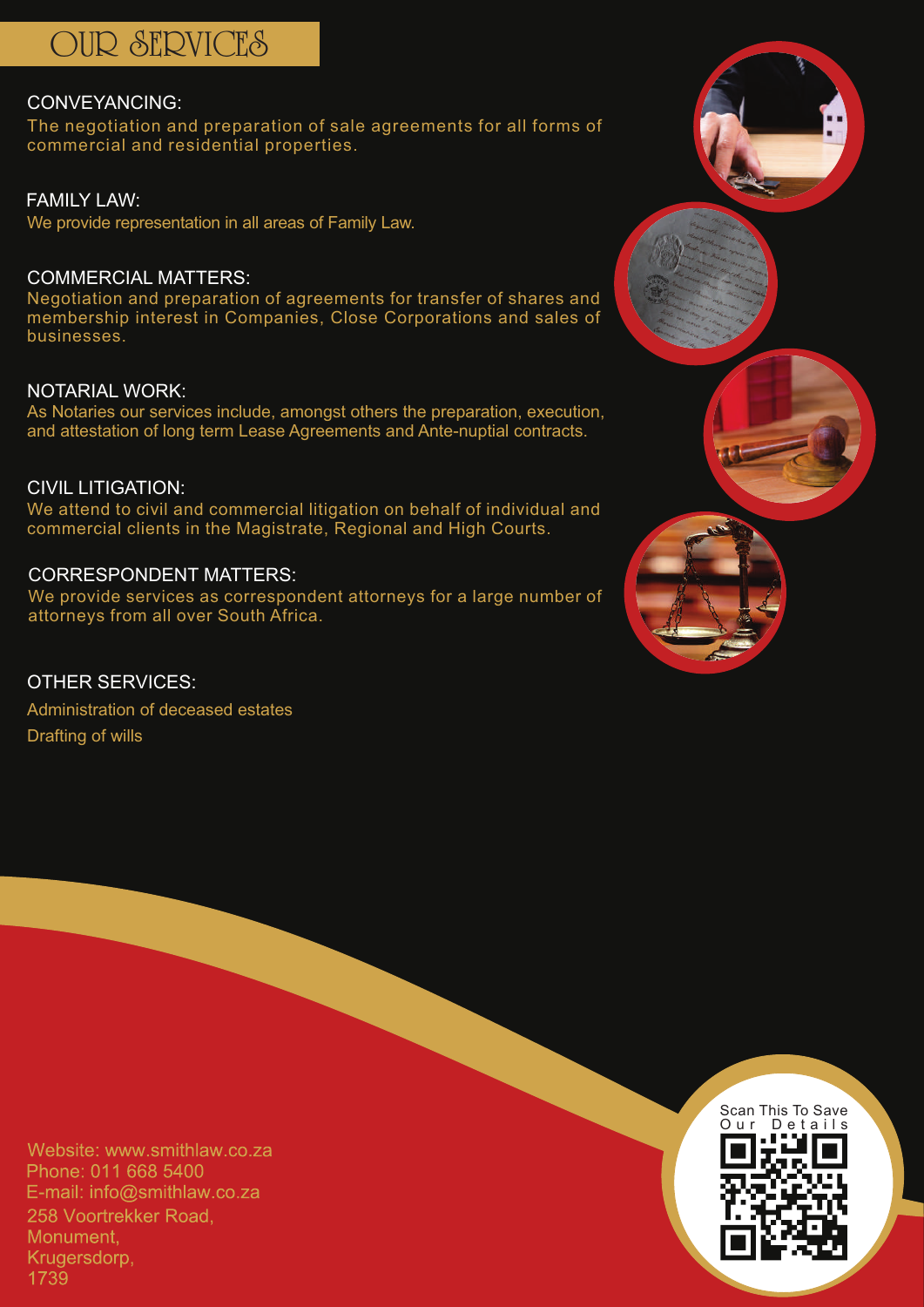# OUR SERVICES

## CONVEYANCING:

The negotiation and preparation of sale agreements for all forms of commercial and residential properties.

## FAMILY LAW:

We provide representation in all areas of Family Law.

## COMMERCIAL MATTERS:

Negotiation and preparation of agreements for transfer of shares and membership interest in Companies, Close Corporations and sales of businesses.

## NOTARIAL WORK:

As Notaries our services include, amongst others the preparation, execution, and attestation of long term Lease Agreements and Ante-nuptial contracts.

## CIVIL LITIGATION:

We attend to civil and commercial litigation on behalf of individual and commercial clients in the Magistrate, Regional and High Courts.

## CORRESPONDENT MATTERS:

We provide services as correspondent attorneys for a large number of attorneys from all over South Africa.

## OTHER SERVICES:

Administration of deceased estates

Drafting of wills

Website: www.smithlaw.co.za
Phone: 011 668 5400
E-mail: info@smithlaw.co.za
258 Voortrekker Road,
Monument,
Krugersdorp,
1739

Scan This To Save Our Details